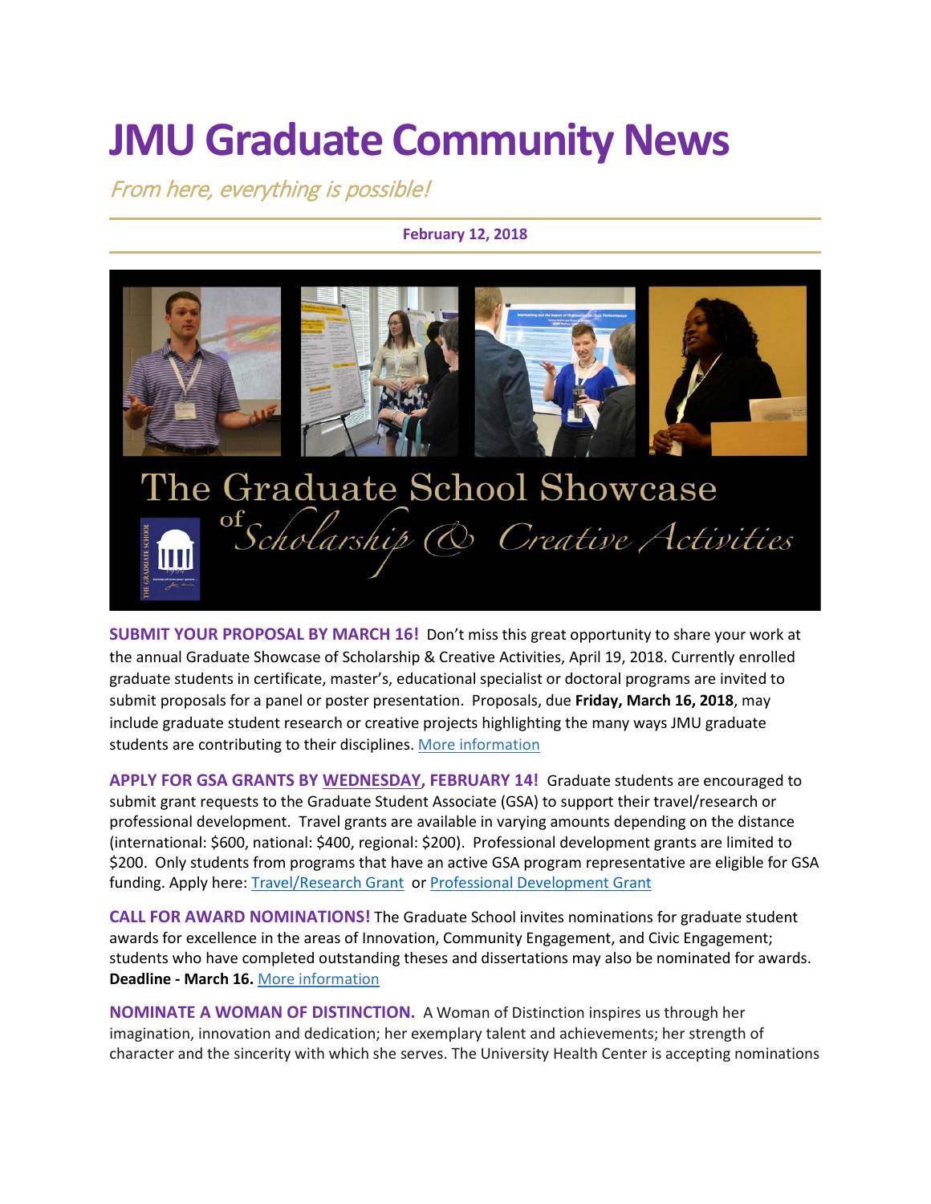# JMU Graduate Community News

*From here, everything is possible!*

**February 12, 2018**

**SUBMIT YOUR PROPOSAL BY MARCH 16!** Don't miss this great opportunity to share your work at the annual Graduate Showcase of Scholarship & Creative Activities, April 19, 2018. Currently enrolled graduate students in certificate, master's, educational specialist or doctoral programs are invited to submit proposals for a panel or poster presentation. Proposals, due **Friday, March 16, 2018**, may include graduate student research or creative projects highlighting the many ways JMU graduate students are contributing to their disciplines. More information

**APPLY FOR GSA GRANTS BY WEDNESDAY, FEBRUARY 14!** Graduate students are encouraged to submit grant requests to the Graduate Student Associate (GSA) to support their travel/research or professional development. Travel grants are available in varying amounts depending on the distance (international: $600, national: $400, regional: $200). Professional development grants are limited to $200. Only students from programs that have an active GSA program representative are eligible for GSA funding. Apply here: Travel/Research Grant or Professional Development Grant

**CALL FOR AWARD NOMINATIONS!** The Graduate School invites nominations for graduate student awards for excellence in the areas of Innovation, Community Engagement, and Civic Engagement; students who have completed outstanding theses and dissertations may also be nominated for awards. **Deadline - March 16.** More information

**NOMINATE A WOMAN OF DISTINCTION.** A Woman of Distinction inspires us through her imagination, innovation and dedication; her exemplary talent and achievements; her strength of character and the sincerity with which she serves. The University Health Center is accepting nominations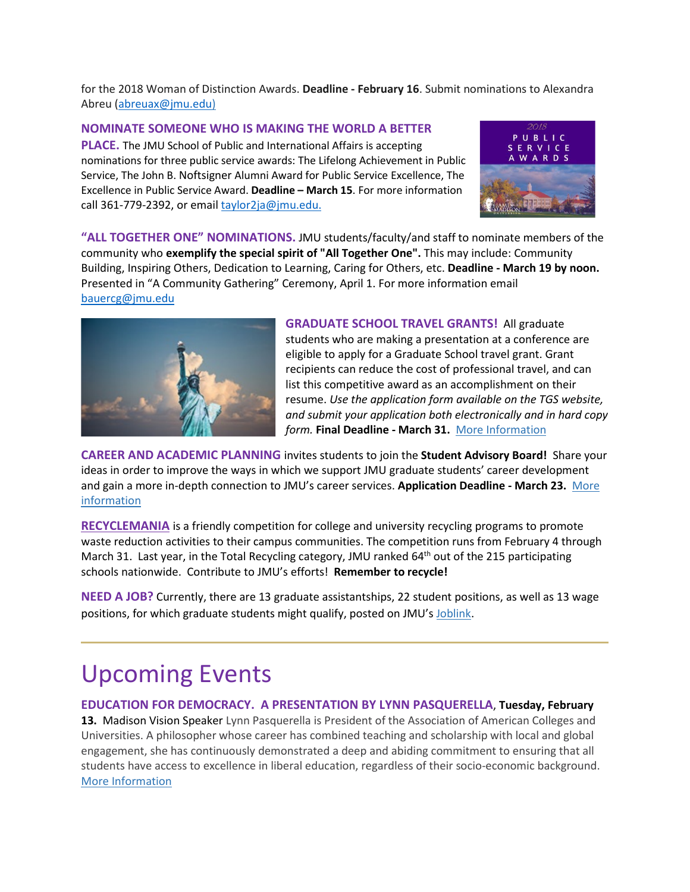for the 2018 Woman of Distinction Awards. **Deadline - February 16**. Submit nominations to Alexandra Abreu (abreuax@jmu.edu)

**NOMINATE SOMEONE WHO IS MAKING THE WORLD A BETTER PLACE.** The JMU School of Public and International Affairs is accepting nominations for three public service awards: The Lifelong Achievement in Public Service, The John B. Noftsigner Alumni Award for Public Service Excellence, The Excellence in Public Service Award. **Deadline – March 15**. For more information call 361-779-2392, or email taylor2ja@jmu.edu.

**"ALL TOGETHER ONE" NOMINATIONS.** JMU students/faculty/and staff to nominate members of the community who **exemplify the special spirit of "All Together One".** This may include: Community Building, Inspiring Others, Dedication to Learning, Caring for Others, etc. **Deadline - March 19 by noon.** Presented in "A Community Gathering" Ceremony, April 1. For more information email bauercg@jmu.edu

**GRADUATE SCHOOL TRAVEL GRANTS!** All graduate students who are making a presentation at a conference are eligible to apply for a Graduate School travel grant. Grant recipients can reduce the cost of professional travel, and can list this competitive award as an accomplishment on their resume. *Use the application form available on the TGS website, and submit your application both electronically and in hard copy form.* **Final Deadline - March 31.** More Information

**CAREER AND ACADEMIC PLANNING** invites students to join the **Student Advisory Board!** Share your ideas in order to improve the ways in which we support JMU graduate students' career development and gain a more in-depth connection to JMU's career services. **Application Deadline - March 23.** More information

**RECYCLEMANIA** is a friendly competition for college and university recycling programs to promote waste reduction activities to their campus communities. The competition runs from February 4 through March 31. Last year, in the Total Recycling category, JMU ranked 64th out of the 215 participating schools nationwide. Contribute to JMU's efforts! **Remember to recycle!**

**NEED A JOB?** Currently, there are 13 graduate assistantships, 22 student positions, as well as 13 wage positions, for which graduate students might qualify, posted on JMU's Joblink.

---

# Upcoming Events

**EDUCATION FOR DEMOCRACY. A PRESENTATION BY LYNN PASQUERELLA, Tuesday, February 13.** Madison Vision Speaker Lynn Pasquerella is President of the Association of American Colleges and Universities. A philosopher whose career has combined teaching and scholarship with local and global engagement, she has continuously demonstrated a deep and abiding commitment to ensuring that all students have access to excellence in liberal education, regardless of their socio-economic background. More Information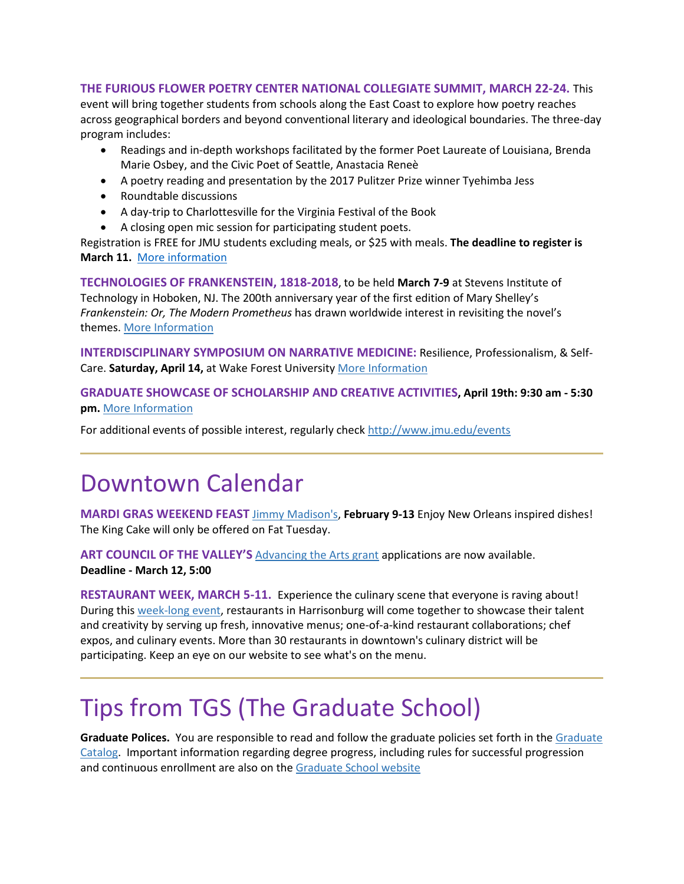**THE FURIOUS FLOWER POETRY CENTER NATIONAL COLLEGIATE SUMMIT, MARCH 22-24.** This event will bring together students from schools along the East Coast to explore how poetry reaches across geographical borders and beyond conventional literary and ideological boundaries. The three-day program includes:

- Readings and in-depth workshops facilitated by the former Poet Laureate of Louisiana, Brenda Marie Osbey, and the Civic Poet of Seattle, Anastacia Reneè
- A poetry reading and presentation by the 2017 Pulitzer Prize winner Tyehimba Jess
- Roundtable discussions
- A day-trip to Charlottesville for the Virginia Festival of the Book
- A closing open mic session for participating student poets.

Registration is FREE for JMU students excluding meals, or $25 with meals. **The deadline to register is March 11.** More information

**TECHNOLOGIES OF FRANKENSTEIN, 1818-2018**, to be held **March 7-9** at Stevens Institute of Technology in Hoboken, NJ. The 200th anniversary year of the first edition of Mary Shelley's *Frankenstein: Or, The Modern Prometheus* has drawn worldwide interest in revisiting the novel's themes. More Information

**INTERDISCIPLINARY SYMPOSIUM ON NARRATIVE MEDICINE:** Resilience, Professionalism, & Self-Care. **Saturday, April 14,** at Wake Forest University More Information

**GRADUATE SHOWCASE OF SCHOLARSHIP AND CREATIVE ACTIVITIES, April 19th: 9:30 am - 5:30 pm.** More Information

For additional events of possible interest, regularly check http://www.jmu.edu/events

---

# Downtown Calendar

**MARDI GRAS WEEKEND FEAST** Jimmy Madison's, **February 9-13** Enjoy New Orleans inspired dishes! The King Cake will only be offered on Fat Tuesday.

**ART COUNCIL OF THE VALLEY'S** Advancing the Arts grant applications are now available.
**Deadline - March 12, 5:00**

**RESTAURANT WEEK, MARCH 5-11.** Experience the culinary scene that everyone is raving about! During this week-long event, restaurants in Harrisonburg will come together to showcase their talent and creativity by serving up fresh, innovative menus; one-of-a-kind restaurant collaborations; chef expos, and culinary events. More than 30 restaurants in downtown's culinary district will be participating. Keep an eye on our website to see what's on the menu.

---

# Tips from TGS (The Graduate School)

**Graduate Polices.** You are responsible to read and follow the graduate policies set forth in the Graduate Catalog. Important information regarding degree progress, including rules for successful progression and continuous enrollment are also on the Graduate School website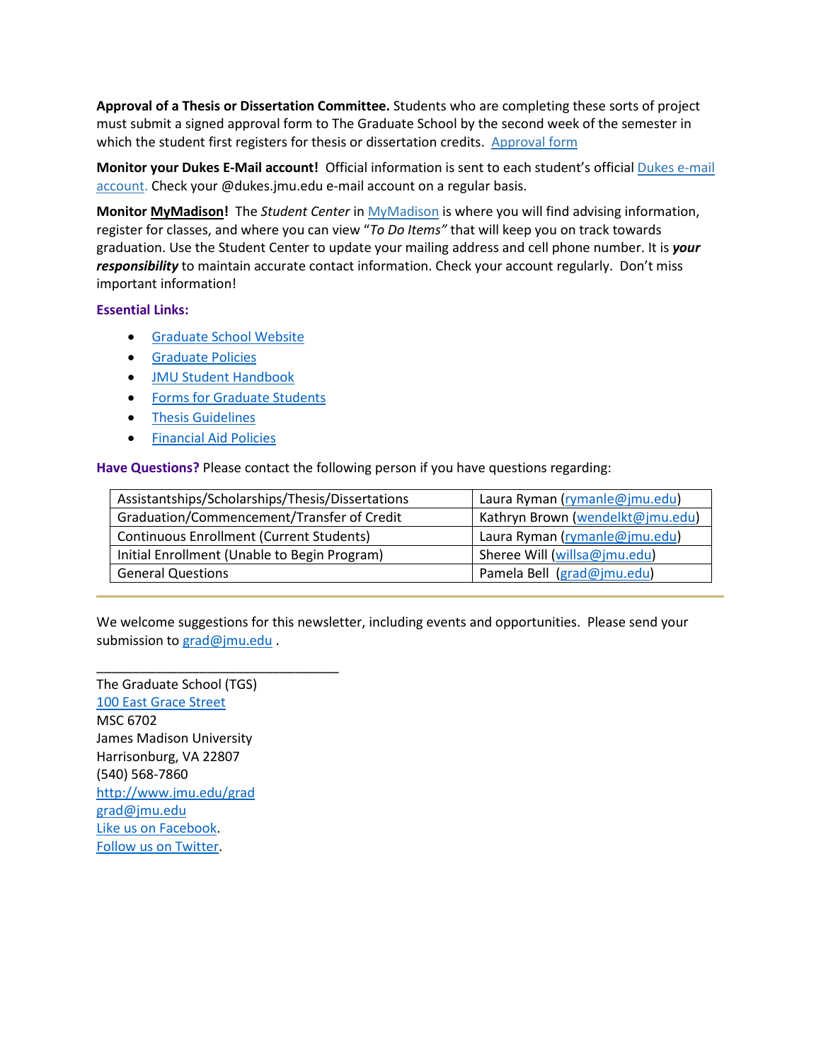**Approval of a Thesis or Dissertation Committee.** Students who are completing these sorts of project must submit a signed approval form to The Graduate School by the second week of the semester in which the student first registers for thesis or dissertation credits. Approval form

**Monitor your Dukes E-Mail account!** Official information is sent to each student's official Dukes e-mail account. Check your @dukes.jmu.edu e-mail account on a regular basis.

**Monitor MyMadison!** The *Student Center* in MyMadison is where you will find advising information, register for classes, and where you can view "*To Do Items"* that will keep you on track towards graduation. Use the Student Center to update your mailing address and cell phone number. It is ***your responsibility*** to maintain accurate contact information. Check your account regularly. Don't miss important information!

**Essential Links:**

- Graduate School Website
- Graduate Policies
- JMU Student Handbook
- Forms for Graduate Students
- Thesis Guidelines
- Financial Aid Policies

**Have Questions?** Please contact the following person if you have questions regarding:

| | |
|---|---|
| Assistantships/Scholarships/Thesis/Dissertations | Laura Ryman (rymanle@jmu.edu) |
| Graduation/Commencement/Transfer of Credit | Kathryn Brown (wendelkt@jmu.edu) |
| Continuous Enrollment (Current Students) | Laura Ryman (rymanle@jmu.edu) |
| Initial Enrollment (Unable to Begin Program) | Sheree Will (willsa@jmu.edu) |
| General Questions | Pamela Bell (grad@jmu.edu) |

---

We welcome suggestions for this newsletter, including events and opportunities. Please send your submission to grad@jmu.edu .

_________________________________

The Graduate School (TGS)
100 East Grace Street
MSC 6702
James Madison University
Harrisonburg, VA 22807
(540) 568-7860
http://www.jmu.edu/grad
grad@jmu.edu
Like us on Facebook.
Follow us on Twitter.